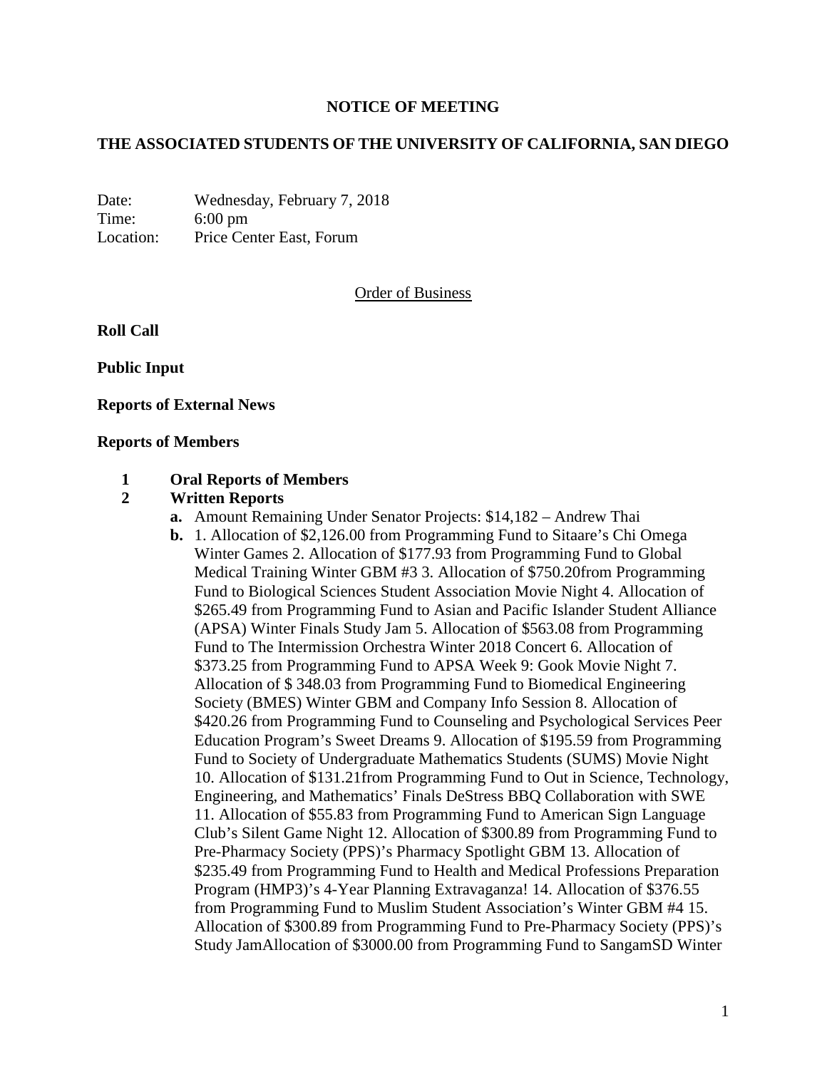**NOTICE OF MEETING**

**THE ASSOCIATED STUDENTS OF THE UNIVERSITY OF CALIFORNIA, SAN DIEGO**

Date: Wednesday, February 7, 2018
Time: 6:00 pm
Location: Price Center East, Forum

Order of Business

**Roll Call**

**Public Input**

**Reports of External News**

**Reports of Members**

**1 Oral Reports of Members**

**2 Written Reports**

**a.** Amount Remaining Under Senator Projects: $14,182 – Andrew Thai

**b.** 1. Allocation of $2,126.00 from Programming Fund to Sitaare's Chi Omega Winter Games 2. Allocation of $177.93 from Programming Fund to Global Medical Training Winter GBM #3 3. Allocation of $750.20from Programming Fund to Biological Sciences Student Association Movie Night 4. Allocation of $265.49 from Programming Fund to Asian and Pacific Islander Student Alliance (APSA) Winter Finals Study Jam 5. Allocation of $563.08 from Programming Fund to The Intermission Orchestra Winter 2018 Concert 6. Allocation of $373.25 from Programming Fund to APSA Week 9: Gook Movie Night 7. Allocation of $ 348.03 from Programming Fund to Biomedical Engineering Society (BMES) Winter GBM and Company Info Session 8. Allocation of $420.26 from Programming Fund to Counseling and Psychological Services Peer Education Program's Sweet Dreams 9. Allocation of $195.59 from Programming Fund to Society of Undergraduate Mathematics Students (SUMS) Movie Night 10. Allocation of $131.21from Programming Fund to Out in Science, Technology, Engineering, and Mathematics' Finals DeStress BBQ Collaboration with SWE 11. Allocation of $55.83 from Programming Fund to American Sign Language Club's Silent Game Night 12. Allocation of $300.89 from Programming Fund to Pre-Pharmacy Society (PPS)'s Pharmacy Spotlight GBM 13. Allocation of $235.49 from Programming Fund to Health and Medical Professions Preparation Program (HMP3)'s 4-Year Planning Extravaganza! 14. Allocation of $376.55 from Programming Fund to Muslim Student Association's Winter GBM #4 15. Allocation of $300.89 from Programming Fund to Pre-Pharmacy Society (PPS)'s Study JamAllocation of $3000.00 from Programming Fund to SangamSD Winter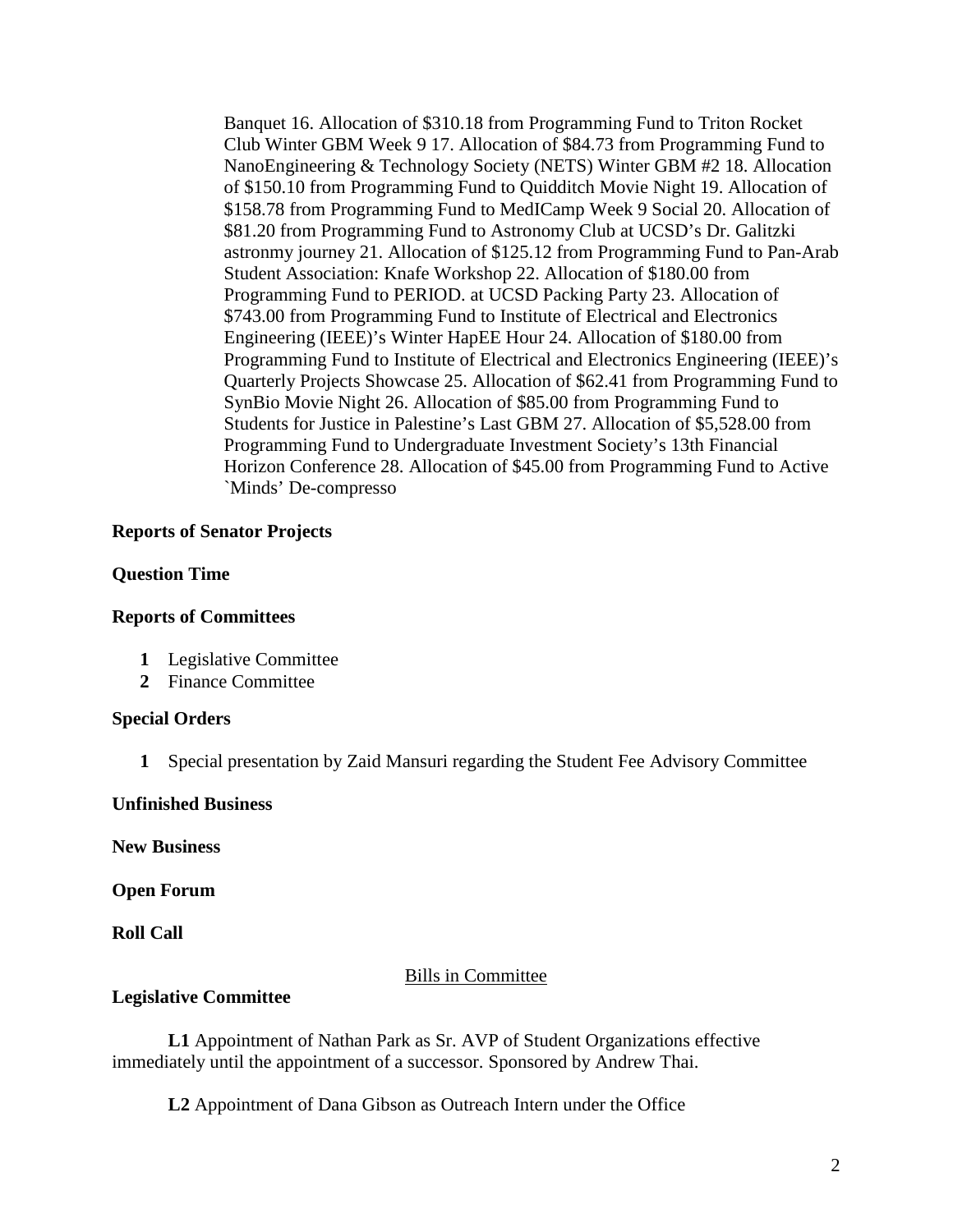Banquet 16. Allocation of $310.18 from Programming Fund to Triton Rocket Club Winter GBM Week 9 17. Allocation of $84.73 from Programming Fund to NanoEngineering & Technology Society (NETS) Winter GBM #2 18. Allocation of $150.10 from Programming Fund to Quidditch Movie Night 19. Allocation of $158.78 from Programming Fund to MedICamp Week 9 Social 20. Allocation of $81.20 from Programming Fund to Astronomy Club at UCSD's Dr. Galitzki astronmy journey 21. Allocation of $125.12 from Programming Fund to Pan-Arab Student Association: Knafe Workshop 22. Allocation of $180.00 from Programming Fund to PERIOD. at UCSD Packing Party 23. Allocation of $743.00 from Programming Fund to Institute of Electrical and Electronics Engineering (IEEE)'s Winter HapEE Hour 24. Allocation of $180.00 from Programming Fund to Institute of Electrical and Electronics Engineering (IEEE)'s Quarterly Projects Showcase 25. Allocation of $62.41 from Programming Fund to SynBio Movie Night 26. Allocation of $85.00 from Programming Fund to Students for Justice in Palestine's Last GBM 27. Allocation of $5,528.00 from Programming Fund to Undergraduate Investment Society's 13th Financial Horizon Conference 28. Allocation of $45.00 from Programming Fund to Active `Minds' De-compresso

**Reports of Senator Projects**

**Question Time**

**Reports of Committees**

1. Legislative Committee
2. Finance Committee

**Special Orders**

1. Special presentation by Zaid Mansuri regarding the Student Fee Advisory Committee

**Unfinished Business**

**New Business**

**Open Forum**

**Roll Call**

Bills in Committee

**Legislative Committee**

**L1** Appointment of Nathan Park as Sr. AVP of Student Organizations effective immediately until the appointment of a successor. Sponsored by Andrew Thai.

**L2** Appointment of Dana Gibson as Outreach Intern under the Office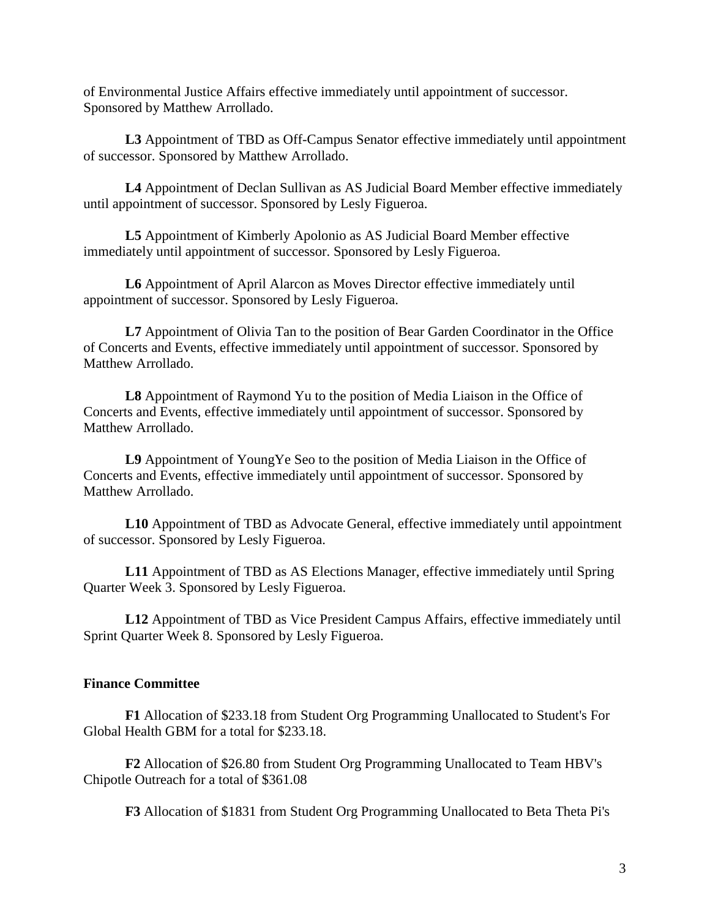of Environmental Justice Affairs effective immediately until appointment of successor. Sponsored by Matthew Arrollado.

**L3** Appointment of TBD as Off-Campus Senator effective immediately until appointment of successor. Sponsored by Matthew Arrollado.

**L4** Appointment of Declan Sullivan as AS Judicial Board Member effective immediately until appointment of successor. Sponsored by Lesly Figueroa.

**L5** Appointment of Kimberly Apolonio as AS Judicial Board Member effective immediately until appointment of successor. Sponsored by Lesly Figueroa.

**L6** Appointment of April Alarcon as Moves Director effective immediately until appointment of successor. Sponsored by Lesly Figueroa.

**L7** Appointment of Olivia Tan to the position of Bear Garden Coordinator in the Office of Concerts and Events, effective immediately until appointment of successor. Sponsored by Matthew Arrollado.

**L8** Appointment of Raymond Yu to the position of Media Liaison in the Office of Concerts and Events, effective immediately until appointment of successor. Sponsored by Matthew Arrollado.

**L9** Appointment of YoungYe Seo to the position of Media Liaison in the Office of Concerts and Events, effective immediately until appointment of successor. Sponsored by Matthew Arrollado.

**L10** Appointment of TBD as Advocate General, effective immediately until appointment of successor. Sponsored by Lesly Figueroa.

**L11** Appointment of TBD as AS Elections Manager, effective immediately until Spring Quarter Week 3. Sponsored by Lesly Figueroa.

**L12** Appointment of TBD as Vice President Campus Affairs, effective immediately until Sprint Quarter Week 8. Sponsored by Lesly Figueroa.

**Finance Committee**

**F1** Allocation of $233.18 from Student Org Programming Unallocated to Student's For Global Health GBM for a total for $233.18.

**F2** Allocation of $26.80 from Student Org Programming Unallocated to Team HBV's Chipotle Outreach for a total of $361.08

**F3** Allocation of $1831 from Student Org Programming Unallocated to Beta Theta Pi's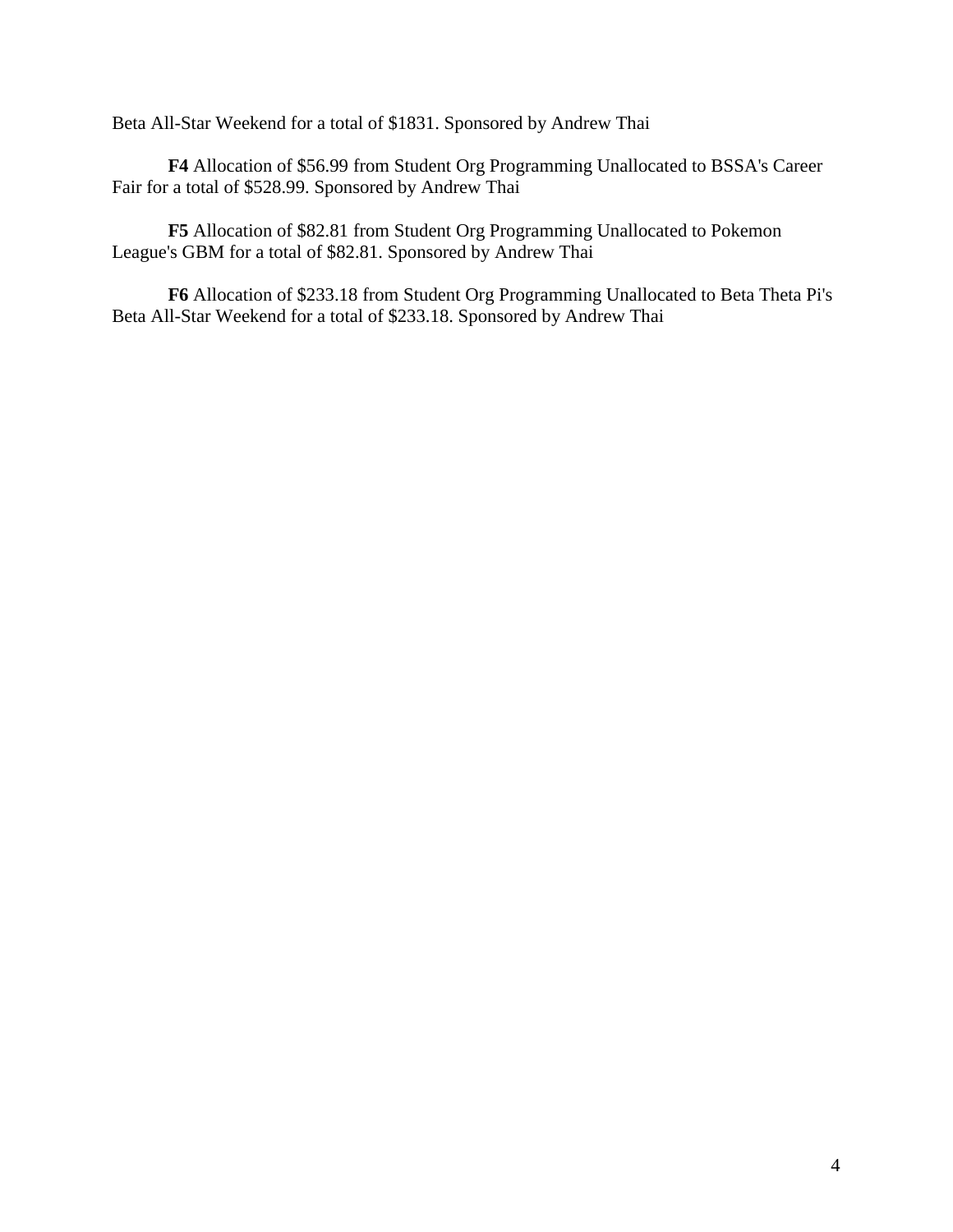Beta All-Star Weekend for a total of $1831. Sponsored by Andrew Thai

**F4** Allocation of $56.99 from Student Org Programming Unallocated to BSSA's Career Fair for a total of $528.99. Sponsored by Andrew Thai

**F5** Allocation of $82.81 from Student Org Programming Unallocated to Pokemon League's GBM for a total of $82.81. Sponsored by Andrew Thai

**F6** Allocation of $233.18 from Student Org Programming Unallocated to Beta Theta Pi's Beta All-Star Weekend for a total of $233.18. Sponsored by Andrew Thai